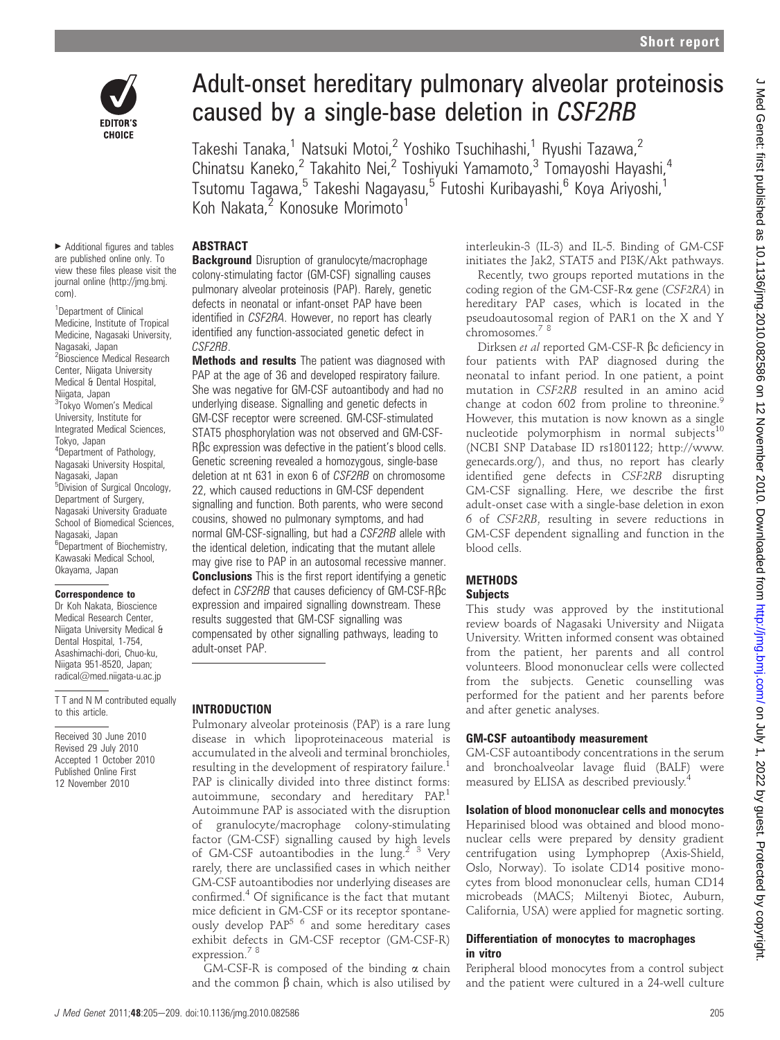# Adult-onset hereditary pulmonary alveolar proteinosis caused by a single-base deletion in *CSF2RB*

Takeshi Tanaka,[1] Natsuki Motoi,[2] Yoshiko Tsuchihashi,[1] Ryushi Tazawa,[2] Chinatsu Kaneko,[2] Takahito Nei,[2] Toshiyuki Yamamoto,[3] Tomayoshi Hayashi,[4] Tsutomu Tagawa,[5] Takeshi Nagayasu,[5] Futoshi Kuribayashi,[6] Koya Ariyoshi,[1] Koh Nakata,[2] Konosuke Morimoto[1]

▸ Additional figures and tables are published online only. To view these files please visit the journal online (http://jmg.bmj.com).

[1]Department of Clinical Medicine, Institute of Tropical Medicine, Nagasaki University, Nagasaki, Japan
[2]Bioscience Medical Research Center, Niigata University Medical & Dental Hospital, Niigata, Japan
[3]Tokyo Women's Medical University, Institute for Integrated Medical Sciences, Tokyo, Japan
[4]Department of Pathology, Nagasaki University Hospital, Nagasaki, Japan
[5]Division of Surgical Oncology, Department of Surgery, Nagasaki University Graduate School of Biomedical Sciences, Nagasaki, Japan
[6]Department of Biochemistry, Kawasaki Medical School, Okayama, Japan

**Correspondence to**
Dr Koh Nakata, Bioscience Medical Research Center, Niigata University Medical & Dental Hospital, 1-754, Asahimachi-dori, Chuo-ku, Niigata 951-8520, Japan; radical@med.niigata-u.ac.jp

T T and N M contributed equally to this article.

Received 30 June 2010
Revised 29 July 2010
Accepted 1 October 2010
Published Online First 12 November 2010

## ABSTRACT

**Background** Disruption of granulocyte/macrophage colony-stimulating factor (GM-CSF) signalling causes pulmonary alveolar proteinosis (PAP). Rarely, genetic defects in neonatal or infant-onset PAP have been identified in *CSF2RA*. However, no report has clearly identified any function-associated genetic defect in *CSF2RB*.

**Methods and results** The patient was diagnosed with PAP at the age of 36 and developed respiratory failure. She was negative for GM-CSF autoantibody and had no underlying disease. Signalling and genetic defects in GM-CSF receptor were screened. GM-CSF-stimulated STAT5 phosphorylation was not observed and GM-CSF-Rβc expression was defective in the patient's blood cells. Genetic screening revealed a homozygous, single-base deletion at nt 631 in exon 6 of *CSF2RB* on chromosome 22, which caused reductions in GM-CSF dependent signalling and function. Both parents, who were second cousins, showed no pulmonary symptoms, and had normal GM-CSF-signalling, but had a *CSF2RB* allele with the identical deletion, indicating that the mutant allele may give rise to PAP in an autosomal recessive manner.

**Conclusions** This is the first report identifying a genetic defect in *CSF2RB* that causes deficiency of GM-CSF-Rβc expression and impaired signalling downstream. These results suggested that GM-CSF signalling was compensated by other signalling pathways, leading to adult-onset PAP.

## INTRODUCTION

Pulmonary alveolar proteinosis (PAP) is a rare lung disease in which lipoproteinaceous material is accumulated in the alveoli and terminal bronchioles, resulting in the development of respiratory failure.[1] PAP is clinically divided into three distinct forms: autoimmune, secondary and hereditary PAP.[1] Autoimmune PAP is associated with the disruption of granulocyte/macrophage colony-stimulating factor (GM-CSF) signalling caused by high levels of GM-CSF autoantibodies in the lung.[2 3] Very rarely, there are unclassified cases in which neither GM-CSF autoantibodies nor underlying diseases are confirmed.[4] Of significance is the fact that mutant mice deficient in GM-CSF or its receptor spontaneously develop PAP[5 6] and some hereditary cases exhibit defects in GM-CSF receptor (GM-CSF-R) expression.[7 8]

GM-CSF-R is composed of the binding α chain and the common β chain, which is also utilised by interleukin-3 (IL-3) and IL-5. Binding of GM-CSF initiates the Jak2, STAT5 and PI3K/Akt pathways.

Recently, two groups reported mutations in the coding region of the GM-CSF-Rα gene (*CSF2RA*) in hereditary PAP cases, which is located in the pseudoautosomal region of PAR1 on the X and Y chromosomes.[7 8]

Dirksen *et al* reported GM-CSF-R βc deficiency in four patients with PAP diagnosed during the neonatal to infant period. In one patient, a point mutation in *CSF2RB* resulted in an amino acid change at codon 602 from proline to threonine.[9] However, this mutation is now known as a single nucleotide polymorphism in normal subjects[10] (NCBI SNP Database ID rs1801122; http://www.genecards.org/), and thus, no report has clearly identified gene defects in *CSF2RB* disrupting GM-CSF signalling. Here, we describe the first adult-onset case with a single-base deletion in exon 6 of *CSF2RB*, resulting in severe reductions in GM-CSF dependent signalling and function in the blood cells.

## METHODS

### Subjects

This study was approved by the institutional review boards of Nagasaki University and Niigata University. Written informed consent was obtained from the patient, her parents and all control volunteers. Blood mononuclear cells were collected from the subjects. Genetic counselling was performed for the patient and her parents before and after genetic analyses.

### GM-CSF autoantibody measurement

GM-CSF autoantibody concentrations in the serum and bronchoalveolar lavage fluid (BALF) were measured by ELISA as described previously.[4]

### Isolation of blood mononuclear cells and monocytes

Heparinised blood was obtained and blood mononuclear cells were prepared by density gradient centrifugation using Lymphoprep (Axis-Shield, Oslo, Norway). To isolate CD14 positive monocytes from blood mononuclear cells, human CD14 microbeads (MACS; Miltenyi Biotec, Auburn, California, USA) were applied for magnetic sorting.

### Differentiation of monocytes to macrophages in vitro

Peripheral blood monocytes from a control subject and the patient were cultured in a 24-well culture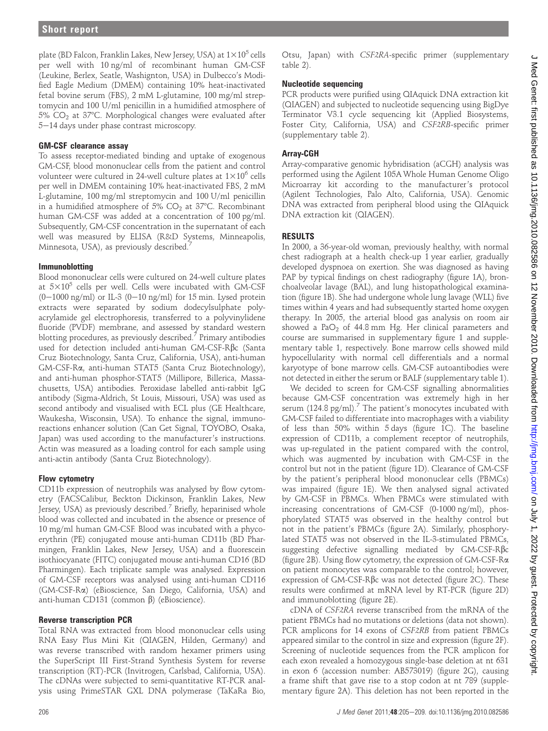plate (BD Falcon, Franklin Lakes, New Jersey, USA) at $1\times10^5$ cells per well with 10 ng/ml of recombinant human GM-CSF (Leukine, Berlex, Seatle, Washignton, USA) in Dulbecco's Modified Eagle Medium (DMEM) containing 10% heat-inactivated fetal bovine serum (FBS), 2 mM L-glutamine, 100 mg/ml streptomycin and 100 U/ml penicillin in a humidified atmosphere of 5% $CO_2$ at 37°C. Morphological changes were evaluated after 5–14 days under phase contrast microscopy.

### GM-CSF clearance assay

To assess receptor-mediated binding and uptake of exogenous GM-CSF, blood mononuclear cells from the patient and control volunteer were cultured in 24-well culture plates at $1\times10^6$ cells per well in DMEM containing 10% heat-inactivated FBS, 2 mM L-glutamine, 100 mg/ml streptomycin and 100 U/ml penicillin in a humidified atmosphere of 5% $CO_2$ at 37°C. Recombinant human GM-CSF was added at a concentration of 100 pg/ml. Subsequently, GM-CSF concentration in the supernatant of each well was measured by ELISA (R&D Systems, Minneapolis, Minnesota, USA), as previously described.[7]

### Immunoblotting

Blood mononuclear cells were cultured on 24-well culture plates at $5\times10^5$ cells per well. Cells were incubated with GM-CSF (0–1000 ng/ml) or IL-3 (0–10 ng/ml) for 15 min. Lysed protein extracts were separated by sodium dodecylsulphate polyacrylamide gel electrophoresis, transferred to a polyvinylidene fluoride (PVDF) membrane, and assessed by standard western blotting procedures, as previously described.[7] Primary antibodies used for detection included anti-human GM-CSF-Rβc (Santa Cruz Biotechnology, Santa Cruz, California, USA), anti-human GM-CSF-Rα, anti-human STAT5 (Santa Cruz Biotechnology), and anti-human phosphor-STAT5 (Millipore, Billerica, Massachusetts, USA) antibodies. Peroxidase labelled anti-rabbit IgG antibody (Sigma-Aldrich, St Louis, Missouri, USA) was used as second antibody and visualised with ECL plus (GE Healthcare, Waukesha, Wisconsin, USA). To enhance the signal, immunoreactions enhancer solution (Can Get Signal, TOYOBO, Osaka, Japan) was used according to the manufacturer's instructions. Actin was measured as a loading control for each sample using anti-actin antibody (Santa Cruz Biotechnology).

### Flow cytometry

CD11b expression of neutrophils was analysed by flow cytometry (FACSCalibur, Beckton Dickinson, Franklin Lakes, New Jersey, USA) as previously described.[7] Briefly, heparinised whole blood was collected and incubated in the absence or presence of 10 mg/ml human GM-CSF. Blood was incubated with a phycoerythrin (PE) conjugated mouse anti-human CD11b (BD Pharmingen, Franklin Lakes, New Jersey, USA) and a fluorescein isothiocyanate (FITC) conjugated mouse anti-human CD16 (BD Pharmingen). Each triplicate sample was analysed. Expression of GM-CSF receptors was analysed using anti-human CD116 (GM-CSF-Rα) (eBioscience, San Diego, California, USA) and anti-human CD131 (common β) (eBioscience).

### Reverse transcription PCR

Total RNA was extracted from blood mononuclear cells using RNA Easy Plus Mini Kit (QIAGEN, Hilden, Germany) and was reverse transcribed with random hexamer primers using the SuperScript III First-Strand Synthesis System for reverse transcription (RT)-PCR (Invitrogen, Carlsbad, California, USA). The cDNAs were subjected to semi-quantitative RT-PCR analysis using PrimeSTAR GXL DNA polymerase (TaKaRa Bio, Otsu, Japan) with *CSF2RA*-specific primer (supplementary table 2).

### Nucleotide sequencing

PCR products were purified using QIAquick DNA extraction kit (QIAGEN) and subjected to nucleotide sequencing using BigDye Terminator V3.1 cycle sequencing kit (Applied Biosystems, Foster City, California, USA) and *CSF2RB*-specific primer (supplementary table 2).

### Array-CGH

Array-comparative genomic hybridisation (aCGH) analysis was performed using the Agilent 105A Whole Human Genome Oligo Microarray kit according to the manufacturer's protocol (Agilent Technologies, Palo Alto, California, USA). Genomic DNA was extracted from peripheral blood using the QIAquick DNA extraction kit (QIAGEN).

## RESULTS

In 2000, a 36-year-old woman, previously healthy, with normal chest radiograph at a health check-up 1 year earlier, gradually developed dyspnoea on exertion. She was diagnosed as having PAP by typical findings on chest radiography (figure 1A), bronchoalveolar lavage (BAL), and lung histopathological examination (figure 1B). She had undergone whole lung lavage (WLL) five times within 4 years and had subsequently started home oxygen therapy. In 2005, the arterial blood gas analysis on room air showed a $PaO_2$ of 44.8 mm Hg. Her clinical parameters and course are summarised in supplementary figure 1 and supplementary table 1, respectively. Bone marrow cells showed mild hypocellularity with normal cell differentials and a normal karyotype of bone marrow cells. GM-CSF autoantibodies were not detected in either the serum or BALF (supplementary table 1).

We decided to screen for GM-CSF signalling abnormalities because GM-CSF concentration was extremely high in her serum (124.8 pg/ml).[7] The patient's monocytes incubated with GM-CSF failed to differentiate into macrophages with a viability of less than 50% within 5 days (figure 1C). The baseline expression of CD11b, a complement receptor of neutrophils, was up-regulated in the patient compared with the control, which was augmented by incubation with GM-CSF in the control but not in the patient (figure 1D). Clearance of GM-CSF by the patient's peripheral blood mononuclear cells (PBMCs) was impaired (figure 1E). We then analysed signal activated by GM-CSF in PBMCs. When PBMCs were stimulated with increasing concentrations of GM-CSF (0-1000 ng/ml), phosphorylated STAT5 was observed in the healthy control but not in the patient's PBMCs (figure 2A). Similarly, phosphorylated STAT5 was not observed in the IL-3-stimulated PBMCs, suggesting defective signalling mediated by GM-CSF-Rβc (figure 2B). Using flow cytometry, the expression of GM-CSF-Rα on patient monocytes was comparable to the control; however, expression of GM-CSF-Rβc was not detected (figure 2C). These results were confirmed at mRNA level by RT-PCR (figure 2D) and immunoblotting (figure 2E).

cDNA of *CSF2RA* reverse transcribed from the mRNA of the patient PBMCs had no mutations or deletions (data not shown). PCR amplicons for 14 exons of *CSF2RB* from patient PBMCs appeared similar to the control in size and expression (figure 2F). Screening of nucleotide sequences from the PCR amplicon for each exon revealed a homozygous single-base deletion at nt 631 in exon 6 (accession number: AB573019) (figure 2G), causing a frame shift that gave rise to a stop codon at nt 789 (supplementary figure 2A). This deletion has not been reported in the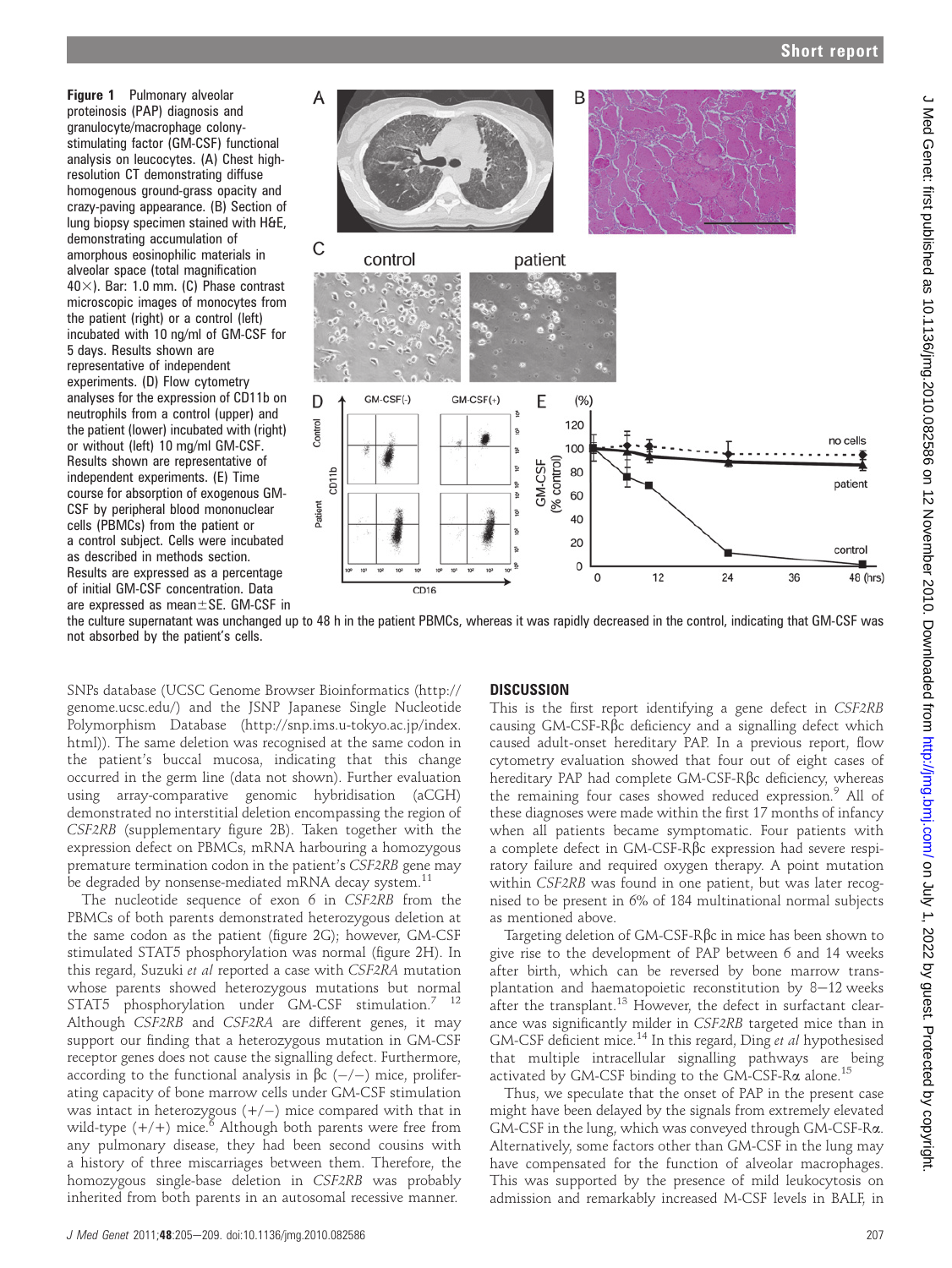**Figure 1** Pulmonary alveolar proteinosis (PAP) diagnosis and granulocyte/macrophage colony-stimulating factor (GM-CSF) functional analysis on leucocytes. (A) Chest high-resolution CT demonstrating diffuse homogenous ground-grass opacity and crazy-paving appearance. (B) Section of lung biopsy specimen stained with H&E, demonstrating accumulation of amorphous eosinophilic materials in alveolar space (total magnification 40×). Bar: 1.0 mm. (C) Phase contrast microscopic images of monocytes from the patient (right) or a control (left) incubated with 10 ng/ml of GM-CSF for 5 days. Results shown are representative of independent experiments. (D) Flow cytometry analyses for the expression of CD11b on neutrophils from a control (upper) and the patient (lower) incubated with (right) or without (left) 10 mg/ml GM-CSF. Results shown are representative of independent experiments. (E) Time course for absorption of exogenous GM-CSF by peripheral blood mononuclear cells (PBMCs) from the patient or a control subject. Cells were incubated as described in methods section. Results are expressed as a percentage of initial GM-CSF concentration. Data are expressed as mean±SE. GM-CSF in the culture supernatant was unchanged up to 48 h in the patient PBMCs, whereas it was rapidly decreased in the control, indicating that GM-CSF was not absorbed by the patient's cells.

SNPs database (UCSC Genome Browser Bioinformatics (http://genome.ucsc.edu/) and the JSNP Japanese Single Nucleotide Polymorphism Database (http://snp.ims.u-tokyo.ac.jp/index.html)). The same deletion was recognised at the same codon in the patient's buccal mucosa, indicating that this change occurred in the germ line (data not shown). Further evaluation using array-comparative genomic hybridisation (aCGH) demonstrated no interstitial deletion encompassing the region of *CSF2RB* (supplementary figure 2B). Taken together with the expression defect on PBMCs, mRNA harbouring a homozygous premature termination codon in the patient's *CSF2RB* gene may be degraded by nonsense-mediated mRNA decay system.[11]

The nucleotide sequence of exon 6 in *CSF2RB* from the PBMCs of both parents demonstrated heterozygous deletion at the same codon as the patient (figure 2G); however, GM-CSF stimulated STAT5 phosphorylation was normal (figure 2H). In this regard, Suzuki *et al* reported a case with *CSF2RA* mutation whose parents showed heterozygous mutations but normal STAT5 phosphorylation under GM-CSF stimulation.[7] [12] Although *CSF2RB* and *CSF2RA* are different genes, it may support our finding that a heterozygous mutation in GM-CSF receptor genes does not cause the signalling defect. Furthermore, according to the functional analysis in βc (−/−) mice, proliferating capacity of bone marrow cells under GM-CSF stimulation was intact in heterozygous (+/−) mice compared with that in wild-type (+/+) mice.[6] Although both parents were free from any pulmonary disease, they had been second cousins with a history of three miscarriages between them. Therefore, the homozygous single-base deletion in *CSF2RB* was probably inherited from both parents in an autosomal recessive manner.

## DISCUSSION

This is the first report identifying a gene defect in *CSF2RB* causing GM-CSF-Rβc deficiency and a signalling defect which caused adult-onset hereditary PAP. In a previous report, flow cytometry evaluation showed that four out of eight cases of hereditary PAP had complete GM-CSF-Rβc deficiency, whereas the remaining four cases showed reduced expression.[9] All of these diagnoses were made within the first 17 months of infancy when all patients became symptomatic. Four patients with a complete defect in GM-CSF-Rβc expression had severe respiratory failure and required oxygen therapy. A point mutation within *CSF2RB* was found in one patient, but was later recognised to be present in 6% of 184 multinational normal subjects as mentioned above.

Targeting deletion of GM-CSF-Rβc in mice has been shown to give rise to the development of PAP between 6 and 14 weeks after birth, which can be reversed by bone marrow transplantation and haematopoietic reconstitution by 8–12 weeks after the transplant.[13] However, the defect in surfactant clearance was significantly milder in *CSF2RB* targeted mice than in GM-CSF deficient mice.[14] In this regard, Ding *et al* hypothesised that multiple intracellular signalling pathways are being activated by GM-CSF binding to the GM-CSF-Rα alone.[15]

Thus, we speculate that the onset of PAP in the present case might have been delayed by the signals from extremely elevated GM-CSF in the lung, which was conveyed through GM-CSF-Rα. Alternatively, some factors other than GM-CSF in the lung may have compensated for the function of alveolar macrophages. This was supported by the presence of mild leukocytosis on admission and remarkably increased M-CSF levels in BALF, in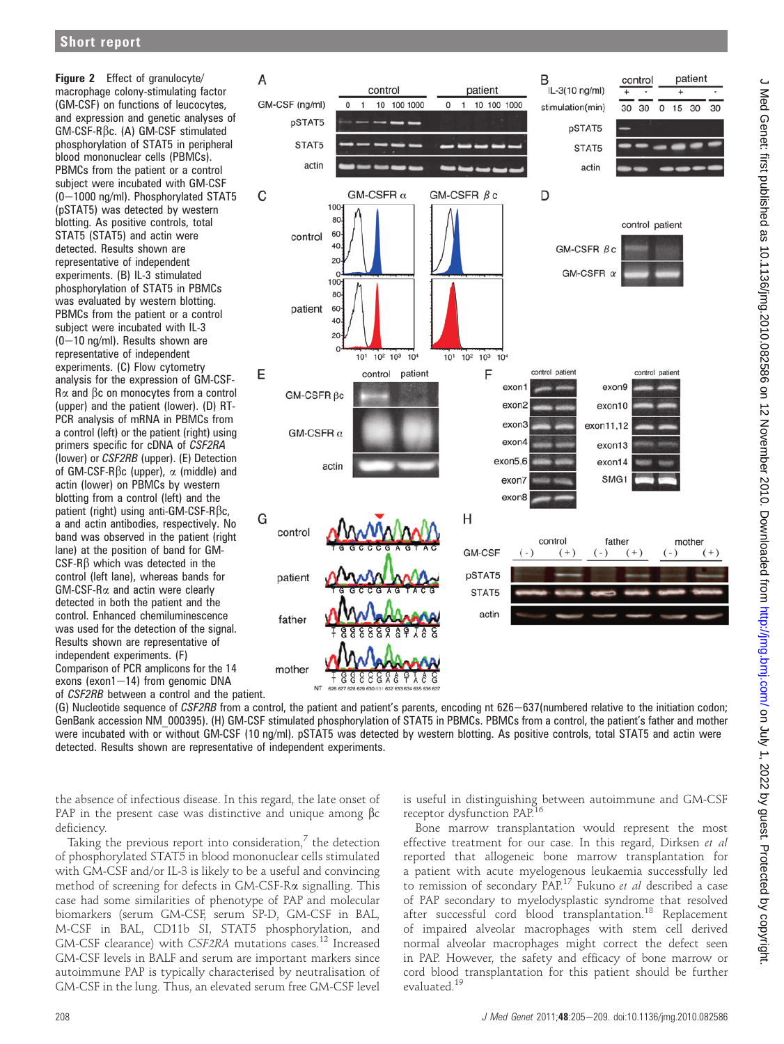**Figure 2** Effect of granulocyte/macrophage colony-stimulating factor (GM-CSF) on functions of leucocytes, and expression and genetic analyses of GM-CSF-Rβc. (A) GM-CSF stimulated phosphorylation of STAT5 in peripheral blood mononuclear cells (PBMCs). PBMCs from the patient or a control subject were incubated with GM-CSF (0–1000 ng/ml). Phosphorylated STAT5 (pSTAT5) was detected by western blotting. As positive controls, total STAT5 (STAT5) and actin were detected. Results shown are representative of independent experiments. (B) IL-3 stimulated phosphorylation of STAT5 in PBMCs was evaluated by western blotting. PBMCs from the patient or a control subject were incubated with IL-3 (0–10 ng/ml). Results shown are representative of independent experiments. (C) Flow cytometry analysis for the expression of GM-CSF-Rα and βc on monocytes from a control (upper) and the patient (lower). (D) RT-PCR analysis of mRNA in PBMCs from a control (left) or the patient (right) using primers specific for cDNA of *CSF2RA* (lower) or *CSF2RB* (upper). (E) Detection of GM-CSF-Rβc (upper), α (middle) and actin (lower) on PBMCs by western blotting from a control (left) and the patient (right) using anti-GM-CSF-Rβc, a and actin antibodies, respectively. No band was observed in the patient (right lane) at the position of band for GM-CSF-Rβ which was detected in the control (left lane), whereas bands for GM-CSF-Rα and actin were clearly detected in both the patient and the control. Enhanced chemiluminescence was used for the detection of the signal. Results shown are representative of independent experiments. (F) Comparison of PCR amplicons for the 14 exons (exon1–14) from genomic DNA of *CSF2RB* between a control and the patient. (G) Nucleotide sequence of *CSF2RB* from a control, the patient and patient's parents, encoding nt 626–637(numbered relative to the initiation codon; GenBank accession NM_000395). (H) GM-CSF stimulated phosphorylation of STAT5 in PBMCs. PBMCs from a control, the patient's father and mother were incubated with or without GM-CSF (10 ng/ml). pSTAT5 was detected by western blotting. As positive controls, total STAT5 and actin were detected. Results shown are representative of independent experiments.

the absence of infectious disease. In this regard, the late onset of PAP in the present case was distinctive and unique among βc deficiency.

Taking the previous report into consideration,[7] the detection of phosphorylated STAT5 in blood mononuclear cells stimulated with GM-CSF and/or IL-3 is likely to be a useful and convincing method of screening for defects in GM-CSF-Rα signalling. This case had some similarities of phenotype of PAP and molecular biomarkers (serum GM-CSF, serum SP-D, GM-CSF in BAL, M-CSF in BAL, CD11b SI, STAT5 phosphorylation, and GM-CSF clearance) with *CSF2RA* mutations cases.[12] Increased GM-CSF levels in BALF and serum are important markers since autoimmune PAP is typically characterised by neutralisation of GM-CSF in the lung. Thus, an elevated serum free GM-CSF level is useful in distinguishing between autoimmune and GM-CSF receptor dysfunction PAP.[16]

Bone marrow transplantation would represent the most effective treatment for our case. In this regard, Dirksen *et al* reported that allogeneic bone marrow transplantation for a patient with acute myelogenous leukaemia successfully led to remission of secondary PAP.[17] Fukuno *et al* described a case of PAP secondary to myelodysplastic syndrome that resolved after successful cord blood transplantation.[18] Replacement of impaired alveolar macrophages with stem cell derived normal alveolar macrophages might correct the defect seen in PAP. However, the safety and efficacy of bone marrow or cord blood transplantation for this patient should be further evaluated.[19]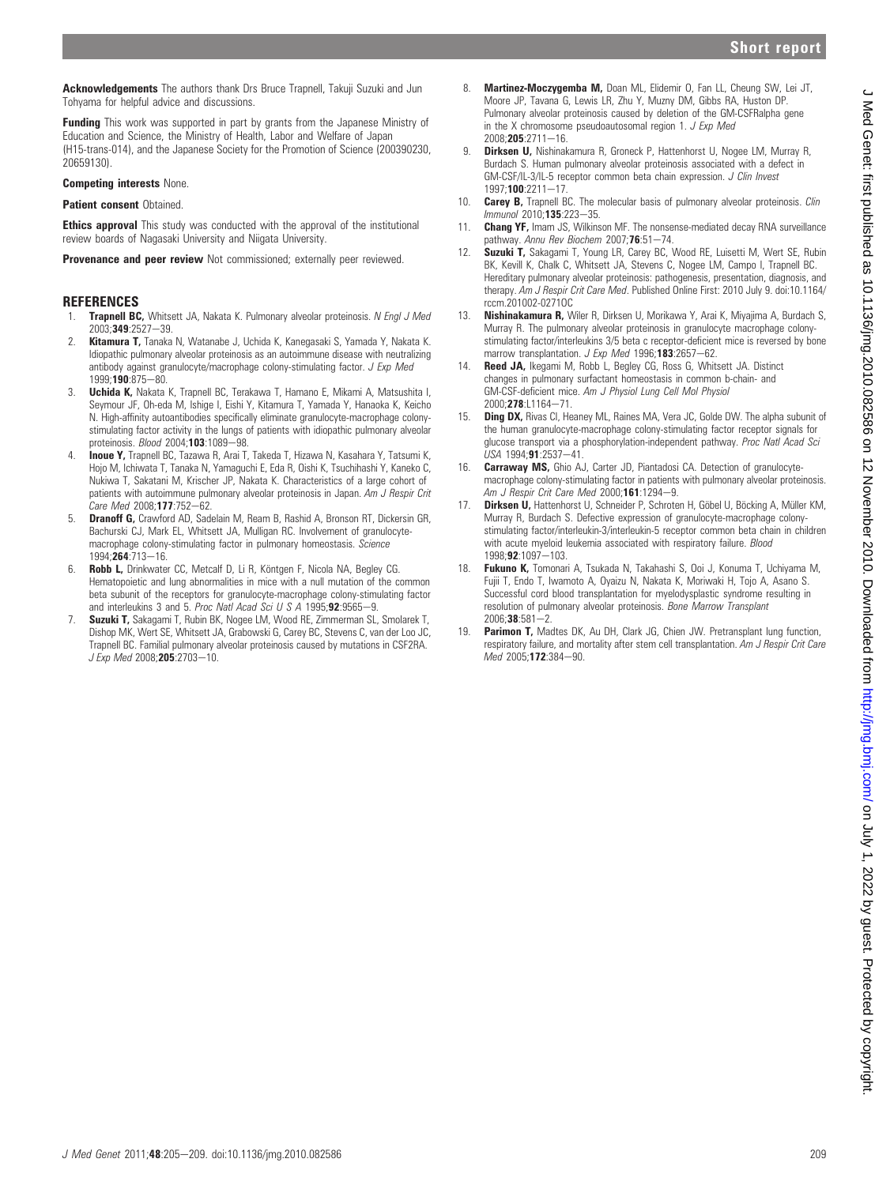**Acknowledgements** The authors thank Drs Bruce Trapnell, Takuji Suzuki and Jun Tohyama for helpful advice and discussions.

**Funding** This work was supported in part by grants from the Japanese Ministry of Education and Science, the Ministry of Health, Labor and Welfare of Japan (H15-trans-014), and the Japanese Society for the Promotion of Science (200390230, 20659130).

**Competing interests** None.

**Patient consent** Obtained.

**Ethics approval** This study was conducted with the approval of the institutional review boards of Nagasaki University and Niigata University.

**Provenance and peer review** Not commissioned; externally peer reviewed.

## REFERENCES

1. **Trapnell BC,** Whitsett JA, Nakata K. Pulmonary alveolar proteinosis. *N Engl J Med* 2003;**349**:2527–39.
2. **Kitamura T,** Tanaka N, Watanabe J, Uchida K, Kanegasaki S, Yamada Y, Nakata K. Idiopathic pulmonary alveolar proteinosis as an autoimmune disease with neutralizing antibody against granulocyte/macrophage colony-stimulating factor. *J Exp Med* 1999;**190**:875–80.
3. **Uchida K,** Nakata K, Trapnell BC, Terakawa T, Hamano E, Mikami A, Matsushita I, Seymour JF, Oh-eda M, Ishige I, Eishi Y, Kitamura T, Yamada Y, Hanaoka K, Keicho N. High-affinity autoantibodies specifically eliminate granulocyte-macrophage colony-stimulating factor activity in the lungs of patients with idiopathic pulmonary alveolar proteinosis. *Blood* 2004;**103**:1089–98.
4. **Inoue Y,** Trapnell BC, Tazawa R, Arai T, Takeda T, Hizawa N, Kasahara Y, Tatsumi K, Hojo M, Ichiwata T, Tanaka N, Yamaguchi E, Eda R, Oishi K, Tsuchihashi Y, Kaneko C, Nukiwa T, Sakatani M, Krischer JP, Nakata K. Characteristics of a large cohort of patients with autoimmune pulmonary alveolar proteinosis in Japan. *Am J Respir Crit Care Med* 2008;**177**:752–62.
5. **Dranoff G,** Crawford AD, Sadelain M, Ream B, Rashid A, Bronson RT, Dickersin GR, Bachurski CJ, Mark EL, Whitsett JA, Mulligan RC. Involvement of granulocyte-macrophage colony-stimulating factor in pulmonary homeostasis. *Science* 1994;**264**:713–16.
6. **Robb L,** Drinkwater CC, Metcalf D, Li R, Köntgen F, Nicola NA, Begley CG. Hematopoietic and lung abnormalities in mice with a null mutation of the common beta subunit of the receptors for granulocyte-macrophage colony-stimulating factor and interleukins 3 and 5. *Proc Natl Acad Sci U S A* 1995;**92**:9565–9.
7. **Suzuki T,** Sakagami T, Rubin BK, Nogee LM, Wood RE, Zimmerman SL, Smolarek T, Dishop MK, Wert SE, Whitsett JA, Grabowski G, Carey BC, Stevens C, van der Loo JC, Trapnell BC. Familial pulmonary alveolar proteinosis caused by mutations in CSF2RA. *J Exp Med* 2008;**205**:2703–10.
8. **Martinez-Moczygemba M,** Doan ML, Elidemir O, Fan LL, Cheung SW, Lei JT, Moore JP, Tavana G, Lewis LR, Zhu Y, Muzny DM, Gibbs RA, Huston DP. Pulmonary alveolar proteinosis caused by deletion of the GM-CSFRalpha gene in the X chromosome pseudoautosomal region 1. *J Exp Med* 2008;**205**:2711–16.
9. **Dirksen U,** Nishinakamura R, Groneck P, Hattenhorst U, Nogee LM, Murray R, Burdach S. Human pulmonary alveolar proteinosis associated with a defect in GM-CSF/IL-3/IL-5 receptor common beta chain expression. *J Clin Invest* 1997;**100**:2211–17.
10. **Carey B,** Trapnell BC. The molecular basis of pulmonary alveolar proteinosis. *Clin Immunol* 2010;**135**:223–35.
11. **Chang YF,** Imam JS, Wilkinson MF. The nonsense-mediated decay RNA surveillance pathway. *Annu Rev Biochem* 2007;**76**:51–74.
12. **Suzuki T,** Sakagami T, Young LR, Carey BC, Wood RE, Luisetti M, Wert SE, Rubin BK, Kevill K, Chalk C, Whitsett JA, Stevens C, Nogee LM, Campo I, Trapnell BC. Hereditary pulmonary alveolar proteinosis: pathogenesis, presentation, diagnosis, and therapy. *Am J Respir Crit Care Med*. Published Online First: 2010 July 9. doi:10.1164/rccm.201002-0271OC
13. **Nishinakamura R,** Wiler R, Dirksen U, Morikawa Y, Arai K, Miyajima A, Burdach S, Murray R. The pulmonary alveolar proteinosis in granulocyte macrophage colony-stimulating factor/interleukins 3/5 beta c receptor-deficient mice is reversed by bone marrow transplantation. *J Exp Med* 1996;**183**:2657–62.
14. **Reed JA,** Ikegami M, Robb L, Begley CG, Ross G, Whitsett JA. Distinct changes in pulmonary surfactant homeostasis in common b-chain- and GM-CSF-deficient mice. *Am J Physiol Lung Cell Mol Physiol* 2000;**278**:L1164–71.
15. **Ding DX,** Rivas CI, Heaney ML, Raines MA, Vera JC, Golde DW. The alpha subunit of the human granulocyte-macrophage colony-stimulating factor receptor signals for glucose transport via a phosphorylation-independent pathway. *Proc Natl Acad Sci USA* 1994;**91**:2537–41.
16. **Carraway MS,** Ghio AJ, Carter JD, Piantadosi CA. Detection of granulocyte-macrophage colony-stimulating factor in patients with pulmonary alveolar proteinosis. *Am J Respir Crit Care Med* 2000;**161**:1294–9.
17. **Dirksen U,** Hattenhorst U, Schneider P, Schroten H, Göbel U, Böcking A, Müller KM, Murray R, Burdach S. Defective expression of granulocyte-macrophage colony-stimulating factor/interleukin-3/interleukin-5 receptor common beta chain in children with acute myeloid leukemia associated with respiratory failure. *Blood* 1998;**92**:1097–103.
18. **Fukuno K,** Tomonari A, Tsukada N, Takahashi S, Ooi J, Konuma T, Uchiyama M, Fujii T, Endo T, Iwamoto A, Oyaizu N, Nakata K, Moriwaki H, Tojo A, Asano S. Successful cord blood transplantation for myelodysplastic syndrome resulting in resolution of pulmonary alveolar proteinosis. *Bone Marrow Transplant* 2006;**38**:581–2.
19. **Parimon T,** Madtes DK, Au DH, Clark JG, Chien JW. Pretransplant lung function, respiratory failure, and mortality after stem cell transplantation. *Am J Respir Crit Care Med* 2005;**172**:384–90.